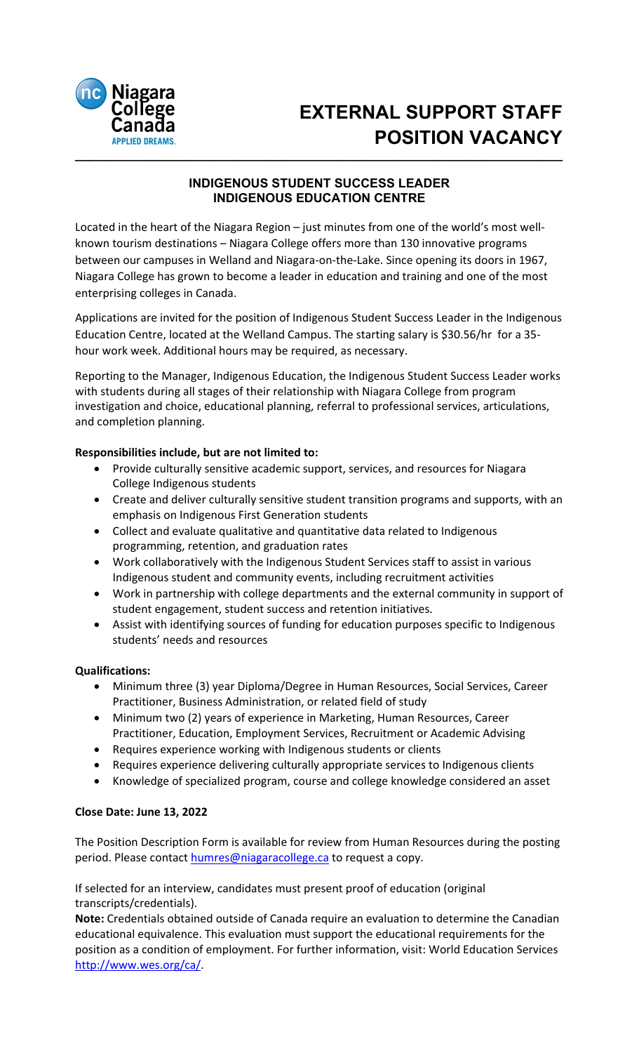Niagara College Canada
APPLIED DREAMS.

# EXTERNAL SUPPORT STAFF POSITION VACANCY

## INDIGENOUS STUDENT SUCCESS LEADER
## INDIGENOUS EDUCATION CENTRE

Located in the heart of the Niagara Region – just minutes from one of the world's most well-known tourism destinations – Niagara College offers more than 130 innovative programs between our campuses in Welland and Niagara-on-the-Lake. Since opening its doors in 1967, Niagara College has grown to become a leader in education and training and one of the most enterprising colleges in Canada.

Applications are invited for the position of Indigenous Student Success Leader in the Indigenous Education Centre, located at the Welland Campus. The starting salary is $30.56/hr for a 35-hour work week. Additional hours may be required, as necessary.

Reporting to the Manager, Indigenous Education, the Indigenous Student Success Leader works with students during all stages of their relationship with Niagara College from program investigation and choice, educational planning, referral to professional services, articulations, and completion planning.

**Responsibilities include, but are not limited to:**

- Provide culturally sensitive academic support, services, and resources for Niagara College Indigenous students
- Create and deliver culturally sensitive student transition programs and supports, with an emphasis on Indigenous First Generation students
- Collect and evaluate qualitative and quantitative data related to Indigenous programming, retention, and graduation rates
- Work collaboratively with the Indigenous Student Services staff to assist in various Indigenous student and community events, including recruitment activities
- Work in partnership with college departments and the external community in support of student engagement, student success and retention initiatives.
- Assist with identifying sources of funding for education purposes specific to Indigenous students' needs and resources

**Qualifications:**

- Minimum three (3) year Diploma/Degree in Human Resources, Social Services, Career Practitioner, Business Administration, or related field of study
- Minimum two (2) years of experience in Marketing, Human Resources, Career Practitioner, Education, Employment Services, Recruitment or Academic Advising
- Requires experience working with Indigenous students or clients
- Requires experience delivering culturally appropriate services to Indigenous clients
- Knowledge of specialized program, course and college knowledge considered an asset

**Close Date: June 13, 2022**

The Position Description Form is available for review from Human Resources during the posting period. Please contact humres@niagaracollege.ca to request a copy.

If selected for an interview, candidates must present proof of education (original transcripts/credentials).

**Note:** Credentials obtained outside of Canada require an evaluation to determine the Canadian educational equivalence. This evaluation must support the educational requirements for the position as a condition of employment. For further information, visit: World Education Services http://www.wes.org/ca/.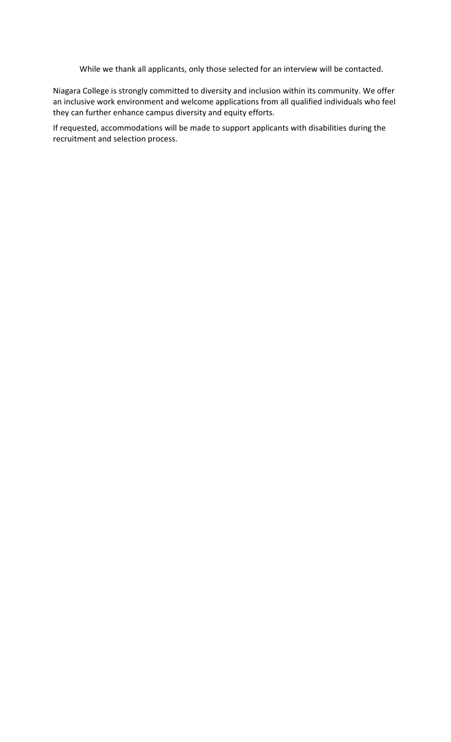While we thank all applicants, only those selected for an interview will be contacted.

Niagara College is strongly committed to diversity and inclusion within its community. We offer an inclusive work environment and welcome applications from all qualified individuals who feel they can further enhance campus diversity and equity efforts.

If requested, accommodations will be made to support applicants with disabilities during the recruitment and selection process.